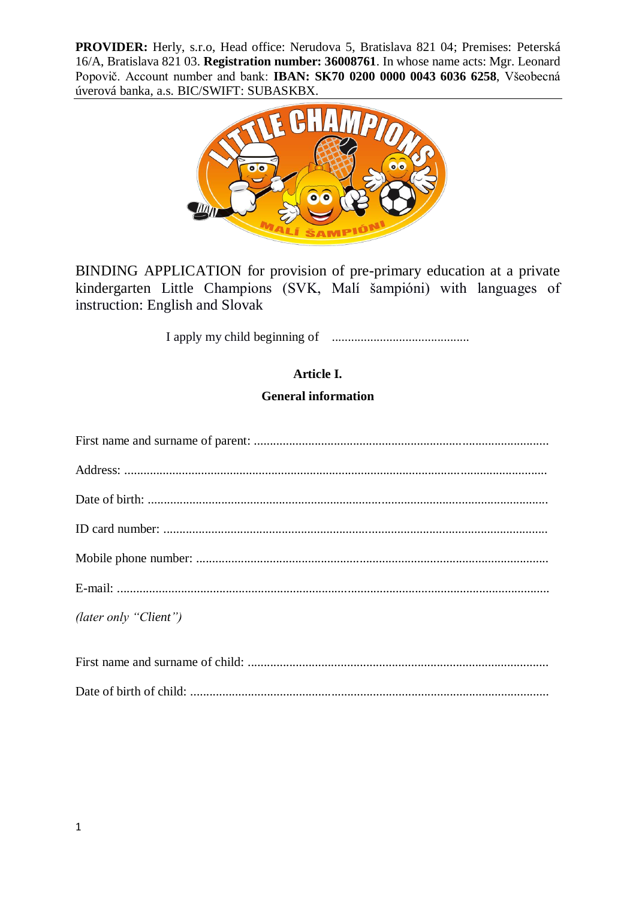**PROVIDER:** Herly, s.r.o, Head office: Nerudova 5, Bratislava 821 04; Premises: Peterská 16/A, Bratislava 821 03. **Registration number: 36008761**. In whose name acts: Mgr. Leonard Popovič. Account number and bank: **IBAN: SK70 0200 0000 0043 6036 6258**, Všeobecná úverová banka, a.s. BIC/SWIFT: SUBASKBX.

BINDING APPLICATION for provision of pre-primary education at a private kindergarten Little Champions (SVK, Malí šampióni) with languages of instruction: English and Slovak

I apply my child beginning of ..........................................

## Article I.

### General information

First name and surname of parent: ............................................................................................

Address: ....................................................................................................................................

Date of birth: .............................................................................................................................

ID card number: .........................................................................................................................

Mobile phone number: ...............................................................................................................

E-mail: .......................................................................................................................................

*(later only "Client")*

First name and surname of child: ..............................................................................................

Date of birth of child: ................................................................................................................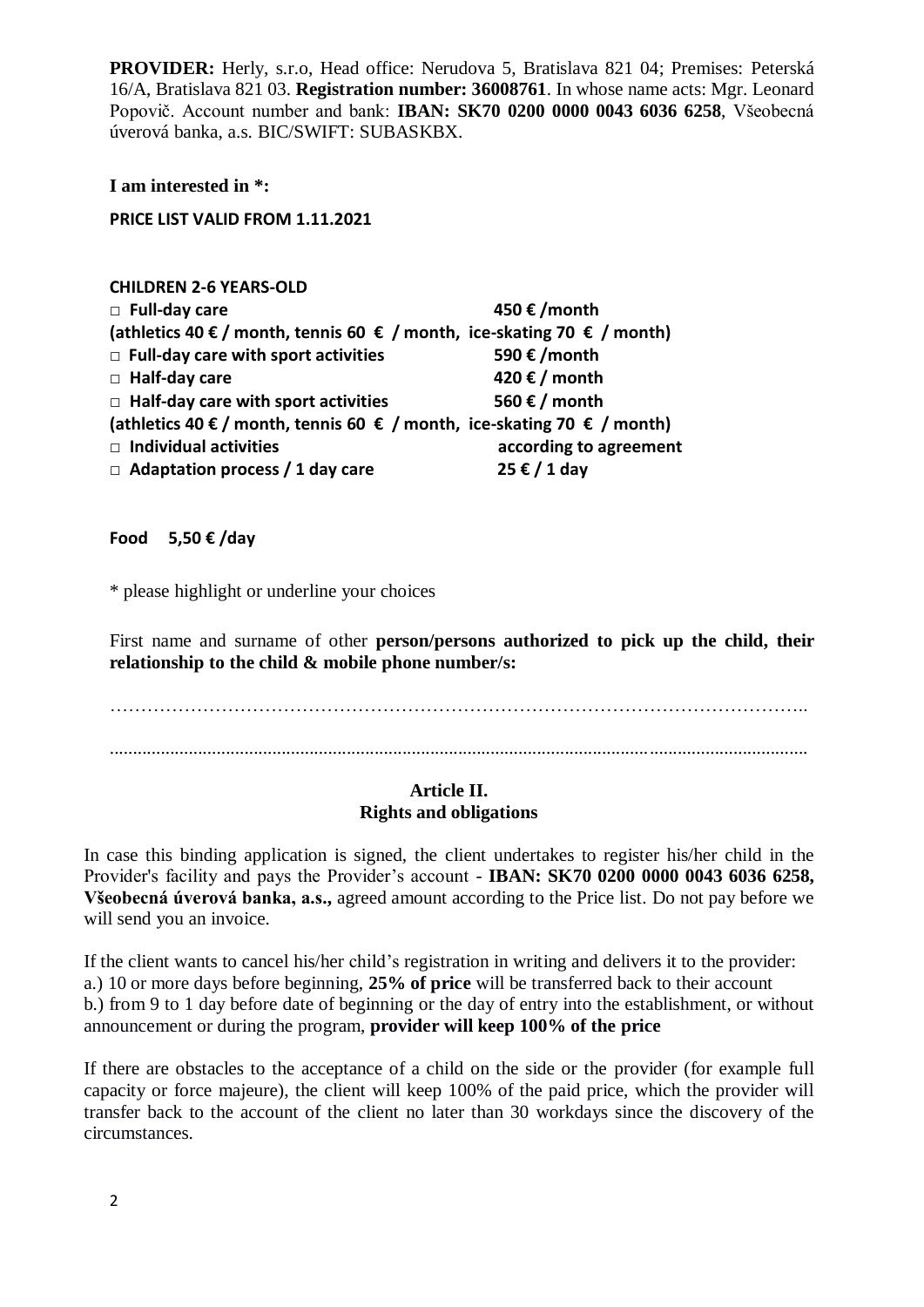**PROVIDER:** Herly, s.r.o, Head office: Nerudova 5, Bratislava 821 04; Premises: Peterská 16/A, Bratislava 821 03. **Registration number: 36008761**. In whose name acts: Mgr. Leonard Popovič. Account number and bank: **IBAN: SK70 0200 0000 0043 6036 6258**, Všeobecná úverová banka, a.s. BIC/SWIFT: SUBASKBX.

**I am interested in *:**

**PRICE LIST VALID FROM 1.11.2021**

**CHILDREN 2-6 YEARS-OLD**

**□ Full-day care** — **450 € /month**
**(athletics 40 € / month, tennis 60 € / month, ice-skating 70 € / month)**
**□ Full-day care with sport activities** — **590 € /month**
**□ Half-day care** — **420 € / month**
**□ Half-day care with sport activities** — **560 € / month**
**(athletics 40 € / month, tennis 60 € / month, ice-skating 70 € / month)**
**□ Individual activities** — **according to agreement**
**□ Adaptation process / 1 day care** — **25 € / 1 day**

**Food 5,50 € /day**

* please highlight or underline your choices

First name and surname of other **person/persons authorized to pick up the child, their relationship to the child & mobile phone number/s:**

…………………………………………………………………………………………………..

..................................................................................................................................................

## Article II.
## Rights and obligations

In case this binding application is signed, the client undertakes to register his/her child in the Provider's facility and pays the Provider's account - **IBAN: SK70 0200 0000 0043 6036 6258, Všeobecná úverová banka, a.s.,** agreed amount according to the Price list. Do not pay before we will send you an invoice.

If the client wants to cancel his/her child's registration in writing and delivers it to the provider:
a.) 10 or more days before beginning, **25% of price** will be transferred back to their account
b.) from 9 to 1 day before date of beginning or the day of entry into the establishment, or without announcement or during the program, **provider will keep 100% of the price**

If there are obstacles to the acceptance of a child on the side or the provider (for example full capacity or force majeure), the client will keep 100% of the paid price, which the provider will transfer back to the account of the client no later than 30 workdays since the discovery of the circumstances.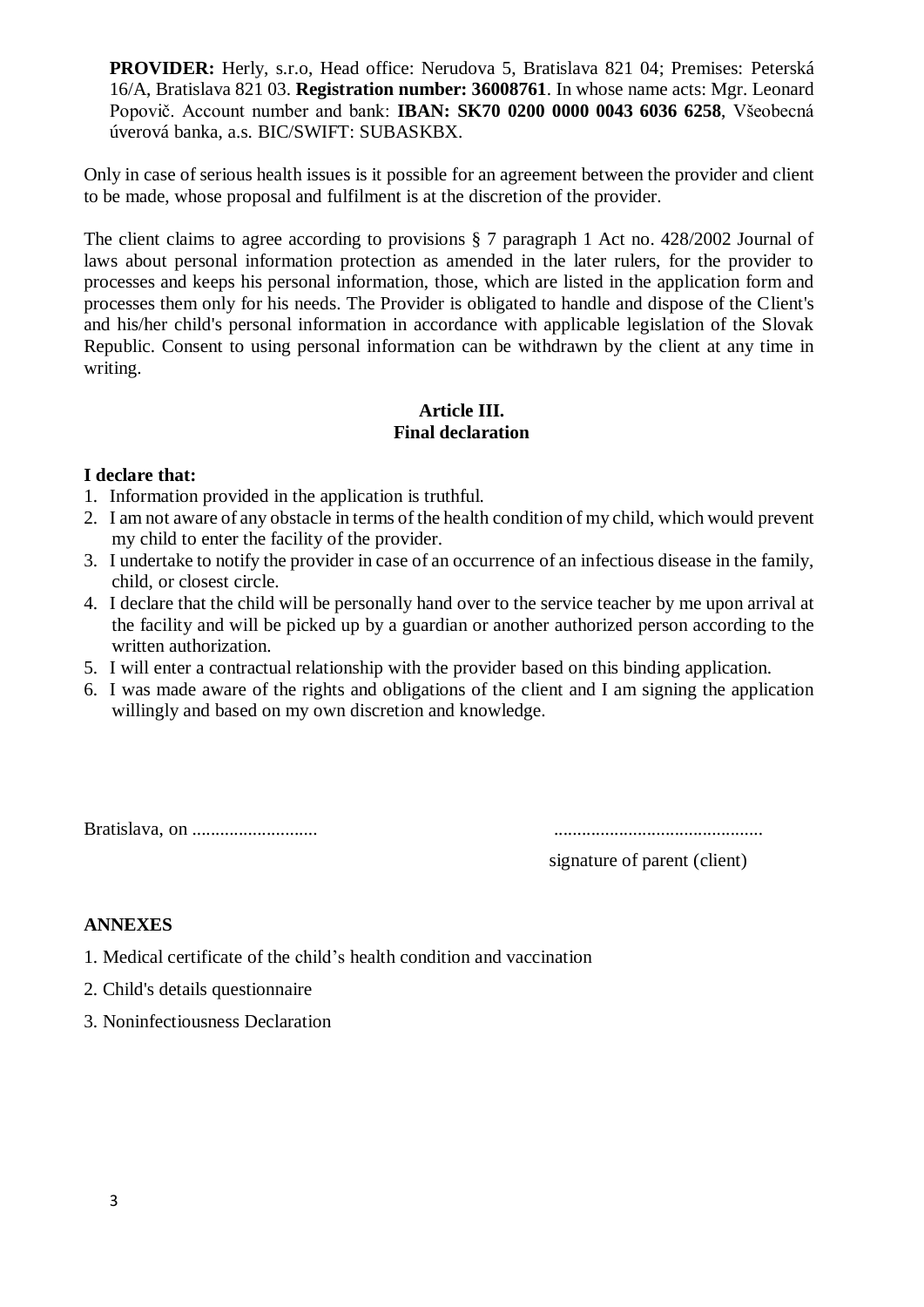**PROVIDER:** Herly, s.r.o, Head office: Nerudova 5, Bratislava 821 04; Premises: Peterská 16/A, Bratislava 821 03. **Registration number: 36008761**. In whose name acts: Mgr. Leonard Popovič. Account number and bank: **IBAN: SK70 0200 0000 0043 6036 6258**, Všeobecná úverová banka, a.s. BIC/SWIFT: SUBASKBX.

Only in case of serious health issues is it possible for an agreement between the provider and client to be made, whose proposal and fulfilment is at the discretion of the provider.

The client claims to agree according to provisions § 7 paragraph 1 Act no. 428/2002 Journal of laws about personal information protection as amended in the later rulers, for the provider to processes and keeps his personal information, those, which are listed in the application form and processes them only for his needs. The Provider is obligated to handle and dispose of the Client's and his/her child's personal information in accordance with applicable legislation of the Slovak Republic. Consent to using personal information can be withdrawn by the client at any time in writing.

## Article III.
## Final declaration

**I declare that:**

1. Information provided in the application is truthful.
2. I am not aware of any obstacle in terms of the health condition of my child, which would prevent my child to enter the facility of the provider.
3. I undertake to notify the provider in case of an occurrence of an infectious disease in the family, child, or closest circle.
4. I declare that the child will be personally hand over to the service teacher by me upon arrival at the facility and will be picked up by a guardian or another authorized person according to the written authorization.
5. I will enter a contractual relationship with the provider based on this binding application.
6. I was made aware of the rights and obligations of the client and I am signing the application willingly and based on my own discretion and knowledge.

Bratislava, on ..........................

............................................
signature of parent (client)

**ANNEXES**

1. Medical certificate of the child's health condition and vaccination
2. Child's details questionnaire
3. Noninfectiousness Declaration